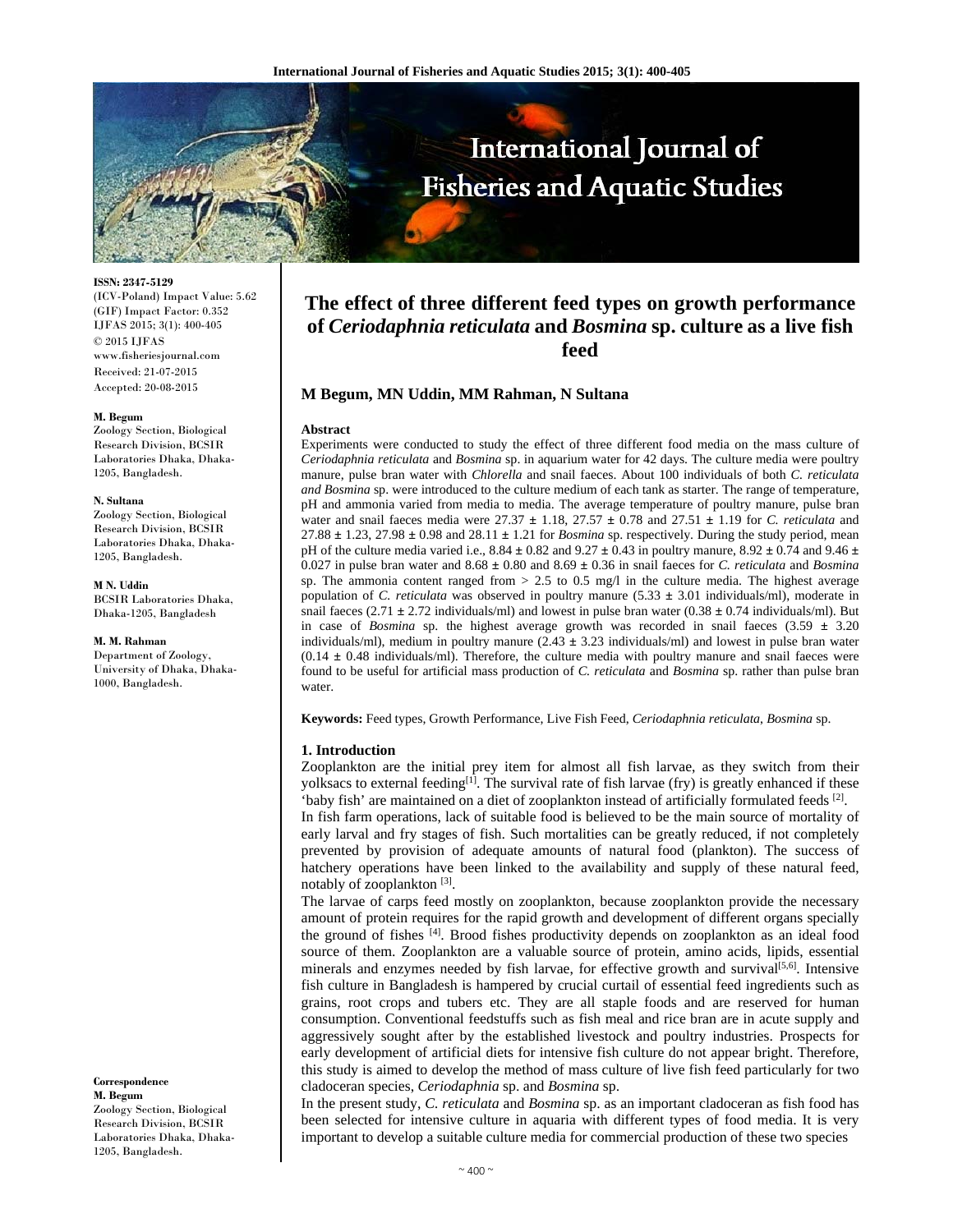# The effect of three different feed types on growth performance of *Ceriodaphnia reticulata* and *Bosmina* sp. culture as a live fish feed

**M Begum, MN Uddin, MM Rahman, N Sultana**

ISSN: 2347-5129
(ICV-Poland) Impact Value: 5.62
(GIF) Impact Factor: 0.352
IJFAS 2015; 3(1): 400-405
© 2015 IJFAS
www.fisheriesjournal.com
Received: 21-07-2015
Accepted: 20-08-2015

**M. Begum**
Zoology Section, Biological Research Division, BCSIR Laboratories Dhaka, Dhaka-1205, Bangladesh.

**N. Sultana**
Zoology Section, Biological Research Division, BCSIR Laboratories Dhaka, Dhaka-1205, Bangladesh.

**M N. Uddin**
BCSIR Laboratories Dhaka, Dhaka-1205, Bangladesh

**M. M. Rahman**
Department of Zoology, University of Dhaka, Dhaka-1000, Bangladesh.

**Correspondence**
**M. Begum**
Zoology Section, Biological Research Division, BCSIR Laboratories Dhaka, Dhaka-1205, Bangladesh.

### Abstract

Experiments were conducted to study the effect of three different food media on the mass culture of *Ceriodaphnia reticulata* and *Bosmina* sp. in aquarium water for 42 days. The culture media were poultry manure, pulse bran water with *Chlorella* and snail faeces. About 100 individuals of both *C. reticulata and Bosmina* sp. were introduced to the culture medium of each tank as starter. The range of temperature, pH and ammonia varied from media to media. The average temperature of poultry manure, pulse bran water and snail faeces media were 27.37 ± 1.18, 27.57 ± 0.78 and 27.51 ± 1.19 for *C. reticulata* and 27.88 ± 1.23, 27.98 ± 0.98 and 28.11 ± 1.21 for *Bosmina* sp. respectively. During the study period, mean pH of the culture media varied i.e., 8.84 ± 0.82 and 9.27 ± 0.43 in poultry manure, 8.92 ± 0.74 and 9.46 ± 0.027 in pulse bran water and 8.68 ± 0.80 and 8.69 ± 0.36 in snail faeces for *C. reticulata* and *Bosmina* sp. The ammonia content ranged from > 2.5 to 0.5 mg/l in the culture media. The highest average population of *C. reticulata* was observed in poultry manure (5.33 ± 3.01 individuals/ml), moderate in snail faeces (2.71 ± 2.72 individuals/ml) and lowest in pulse bran water (0.38 ± 0.74 individuals/ml). But in case of *Bosmina* sp. the highest average growth was recorded in snail faeces (3.59 ± 3.20 individuals/ml), medium in poultry manure (2.43 ± 3.23 individuals/ml) and lowest in pulse bran water (0.14 ± 0.48 individuals/ml). Therefore, the culture media with poultry manure and snail faeces were found to be useful for artificial mass production of *C. reticulata* and *Bosmina* sp. rather than pulse bran water.

**Keywords:** Feed types, Growth Performance, Live Fish Feed, *Ceriodaphnia reticulata, Bosmina* sp.

### 1. Introduction

Zooplankton are the initial prey item for almost all fish larvae, as they switch from their yolksacs to external feeding[1]. The survival rate of fish larvae (fry) is greatly enhanced if these 'baby fish' are maintained on a diet of zooplankton instead of artificially formulated feeds [2].

In fish farm operations, lack of suitable food is believed to be the main source of mortality of early larval and fry stages of fish. Such mortalities can be greatly reduced, if not completely prevented by provision of adequate amounts of natural food (plankton). The success of hatchery operations have been linked to the availability and supply of these natural feed, notably of zooplankton [3].

The larvae of carps feed mostly on zooplankton, because zooplankton provide the necessary amount of protein requires for the rapid growth and development of different organs specially the ground of fishes [4]. Brood fishes productivity depends on zooplankton as an ideal food source of them. Zooplankton are a valuable source of protein, amino acids, lipids, essential minerals and enzymes needed by fish larvae, for effective growth and survival[5,6]. Intensive fish culture in Bangladesh is hampered by crucial curtail of essential feed ingredients such as grains, root crops and tubers etc. They are all staple foods and are reserved for human consumption. Conventional feedstuffs such as fish meal and rice bran are in acute supply and aggressively sought after by the established livestock and poultry industries. Prospects for early development of artificial diets for intensive fish culture do not appear bright. Therefore, this study is aimed to develop the method of mass culture of live fish feed particularly for two cladoceran species, *Ceriodaphnia* sp. and *Bosmina* sp.

In the present study, *C. reticulata* and *Bosmina* sp. as an important cladoceran as fish food has been selected for intensive culture in aquaria with different types of food media. It is very important to develop a suitable culture media for commercial production of these two species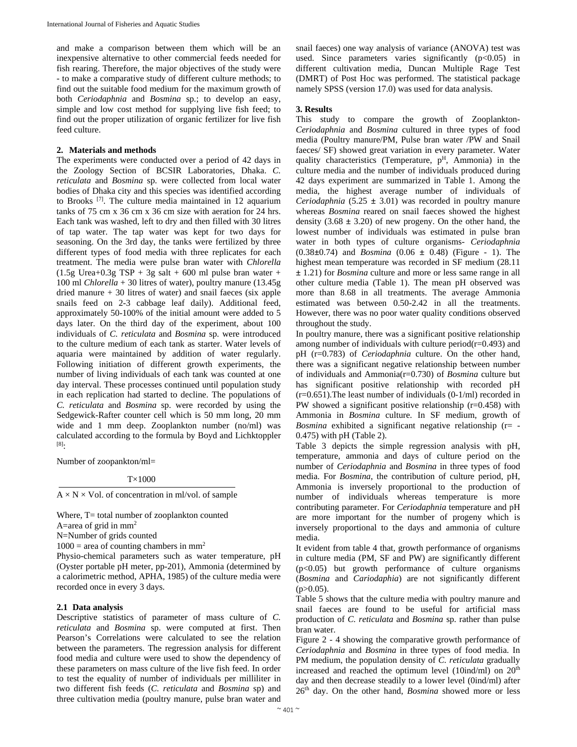and make a comparison between them which will be an inexpensive alternative to other commercial feeds needed for fish rearing. Therefore, the major objectives of the study were - to make a comparative study of different culture methods; to find out the suitable food medium for the maximum growth of both *Ceriodaphnia* and *Bosmina* sp.; to develop an easy, simple and low cost method for supplying live fish feed; to find out the proper utilization of organic fertilizer for live fish feed culture.

## 2. Materials and methods

The experiments were conducted over a period of 42 days in the Zoology Section of BCSIR Laboratories, Dhaka. *C. reticulata* and *Bosmina* sp. were collected from local water bodies of Dhaka city and this species was identified according to Brooks [7]. The culture media maintained in 12 aquarium tanks of 75 cm x 36 cm x 36 cm size with aeration for 24 hrs. Each tank was washed, left to dry and then filled with 30 litres of tap water. The tap water was kept for two days for seasoning. On the 3rd day, the tanks were fertilized by three different types of food media with three replicates for each treatment. The media were pulse bran water with *Chlorella* (1.5g Urea+0.3g TSP + 3g salt + 600 ml pulse bran water + 100 ml *Chlorella* + 30 litres of water), poultry manure (13.45g dried manure + 30 litres of water) and snail faeces (six apple snails feed on 2-3 cabbage leaf daily). Additional feed, approximately 50-100% of the initial amount were added to 5 days later. On the third day of the experiment, about 100 individuals of *C. reticulata* and *Bosmina* sp. were introduced to the culture medium of each tank as starter. Water levels of aquaria were maintained by addition of water regularly. Following initiation of different growth experiments, the number of living individuals of each tank was counted at one day interval. These processes continued until population study in each replication had started to decline. The populations of *C. reticulata* and *Bosmina* sp. were recorded by using the Sedgewick-Rafter counter cell which is 50 mm long, 20 mm wide and 1 mm deep. Zooplankton number (no/ml) was calculated according to the formula by Boyd and Lichktoppler [8]:

$$\text{Number of zoopankton/ml} = \frac{T \times 1000}{A \times N \times \text{Vol. of concentration in ml/vol. of sample}}$$

Where, T= total number of zooplankton counted
A=area of grid in $mm^2$
N=Number of grids counted
1000 = area of counting chambers in $mm^2$

Physio-chemical parameters such as water temperature, pH (Oyster portable pH meter, pp-201), Ammonia (determined by a calorimetric method, APHA, 1985) of the culture media were recorded once in every 3 days.

### 2.1 Data analysis

Descriptive statistics of parameter of mass culture of *C. reticulata* and *Bosmina* sp. were computed at first. Then Pearson's Correlations were calculated to see the relation between the parameters. The regression analysis for different food media and culture were used to show the dependency of these parameters on mass culture of the live fish feed. In order to test the equality of number of individuals per milliliter in two different fish feeds (*C. reticulata* and *Bosmina* sp) and three cultivation media (poultry manure, pulse bran water and snail faeces) one way analysis of variance (ANOVA) test was used. Since parameters varies significantly ($p<0.05$) in different cultivation media, Duncan Multiple Rage Test (DMRT) of Post Hoc was performed. The statistical package namely SPSS (version 17.0) was used for data analysis.

## 3. Results

This study to compare the growth of Zooplankton-*Ceriodaphnia* and *Bosmina* cultured in three types of food media (Poultry manure/PM, Pulse bran water /PW and Snail faeces/ SF) showed great variation in every parameter. Water quality characteristics (Temperature, $p^H$, Ammonia) in the culture media and the number of individuals produced during 42 days experiment are summarized in Table 1. Among the media, the highest average number of individuals of *Ceriodaphnia* ($5.25 \pm 3.01$) was recorded in poultry manure whereas *Bosmina* reared on snail faeces showed the highest density ($3.68 \pm 3.20$) of new progeny. On the other hand, the lowest number of individuals was estimated in pulse bran water in both types of culture organisms- *Ceriodaphnia* ($0.38 \pm 0.74$) and *Bosmina* ($0.06 \pm 0.48$) (Figure - 1). The highest mean temperature was recorded in SF medium ($28.11 \pm 1.21$) for *Bosmina* culture and more or less same range in all other culture media (Table 1). The mean pH observed was more than 8.68 in all treatments. The average Ammonia estimated was between 0.50-2.42 in all the treatments. However, there was no poor water quality conditions observed throughout the study.

In poultry manure, there was a significant positive relationship among number of individuals with culture period($r=0.493$) and pH ($r=0.783$) of *Ceriodaphnia* culture. On the other hand, there was a significant negative relationship between number of individuals and Ammonia($r=0.730$) of *Bosmina* culture but has significant positive relationship with recorded pH ($r=0.651$).The least number of individuals (0-1/ml) recorded in PW showed a significant positive relationship ($r=0.458$) with Ammonia in *Bosmina* culture. In SF medium, growth of *Bosmina* exhibited a significant negative relationship ($r= -0.475$) with pH (Table 2).

Table 3 depicts the simple regression analysis with pH, temperature, ammonia and days of culture period on the number of *Ceriodaphnia* and *Bosmina* in three types of food media. For *Bosmina*, the contribution of culture period, pH, Ammonia is inversely proportional to the production of number of individuals whereas temperature is more contributing parameter. For *Ceriodaphnia* temperature and pH are more important for the number of progeny which is inversely proportional to the days and ammonia of culture media.

It evident from table 4 that, growth performance of organisms in culture media (PM, SF and PW) are significantly different ($p<0.05$) but growth performance of culture organisms (*Bosmina* and *Cariodaphia*) are not significantly different ($p>0.05$).

Table 5 shows that the culture media with poultry manure and snail faeces are found to be useful for artificial mass production of *C. reticulata* and *Bosmina* sp. rather than pulse bran water.

Figure 2 - 4 showing the comparative growth performance of *Ceriodaphnia* and *Bosmina* in three types of food media. In PM medium, the population density of *C. reticulata* gradually increased and reached the optimum level (10ind/ml) on 20th day and then decrease steadily to a lower level (0ind/ml) after 26th day. On the other hand, *Bosmina* showed more or less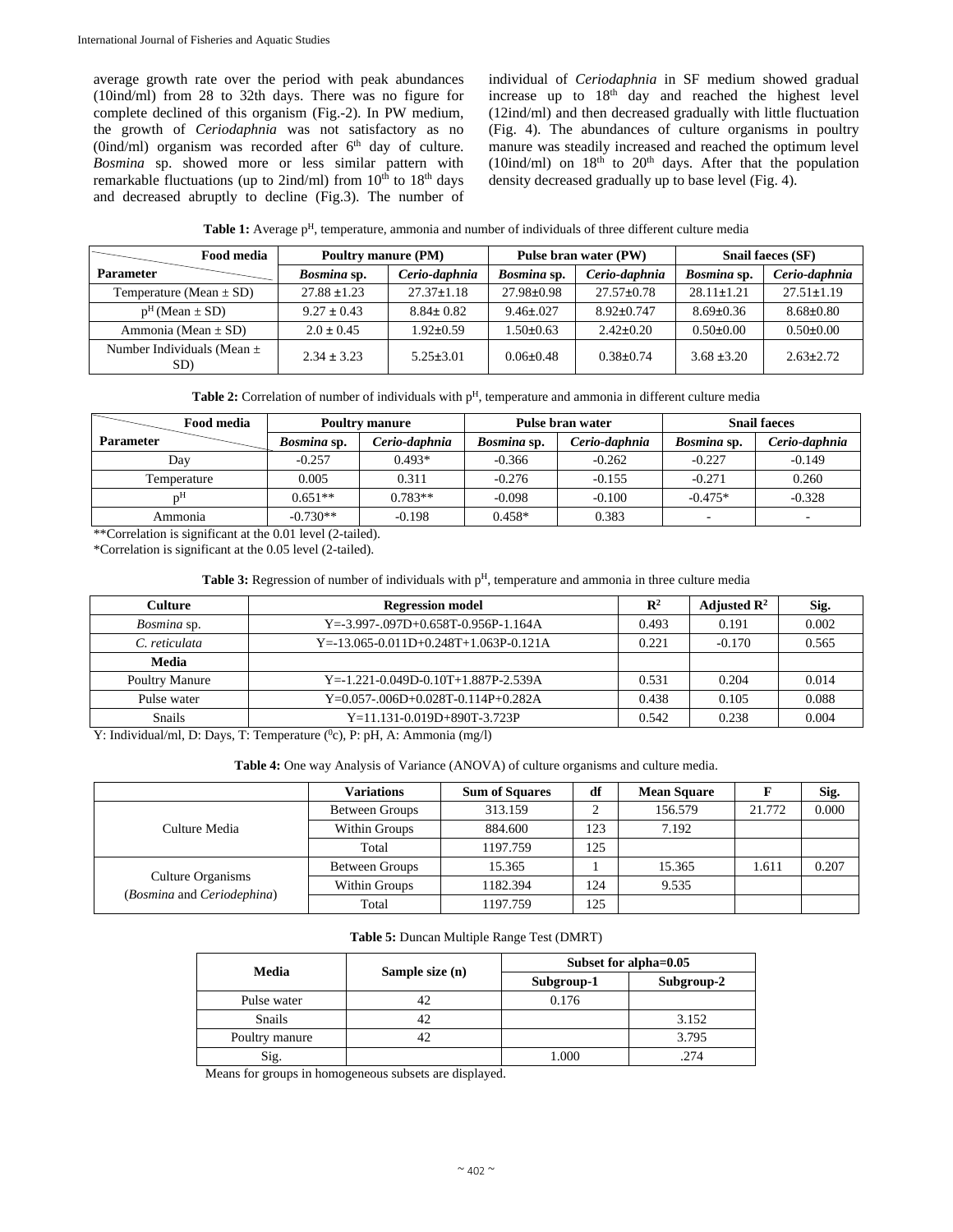average growth rate over the period with peak abundances (10ind/ml) from 28 to 32th days. There was no figure for complete declined of this organism (Fig.-2). In PW medium, the growth of *Ceriodaphnia* was not satisfactory as no (0ind/ml) organism was recorded after 6th day of culture. *Bosmina* sp. showed more or less similar pattern with remarkable fluctuations (up to 2ind/ml) from 10th to 18th days and decreased abruptly to decline (Fig.3). The number of individual of *Ceriodaphnia* in SF medium showed gradual increase up to 18th day and reached the highest level (12ind/ml) and then decreased gradually with little fluctuation (Fig. 4). The abundances of culture organisms in poultry manure was steadily increased and reached the optimum level (10ind/ml) on 18th to 20th days. After that the population density decreased gradually up to base level (Fig. 4).

**Table 1:** Average p^H, temperature, ammonia and number of individuals of three different culture media

| Food media / Parameter | Poultry manure (PM) | | Pulse bran water (PW) | | Snail faeces (SF) | |
|---|---|---|---|---|---|---|
| | *Bosmina* sp. | *Cerio-daphnia* | *Bosmina* sp. | *Cerio-daphnia* | *Bosmina* sp. | *Cerio-daphnia* |
| Temperature (Mean ± SD) | 27.88 ±1.23 | 27.37±1.18 | 27.98±0.98 | 27.57±0.78 | 28.11±1.21 | 27.51±1.19 |
| p^H (Mean ± SD) | 9.27 ± 0.43 | 8.84± 0.82 | 9.46±.027 | 8.92±0.747 | 8.69±0.36 | 8.68±0.80 |
| Ammonia (Mean ± SD) | 2.0 ± 0.45 | 1.92±0.59 | 1.50±0.63 | 2.42±0.20 | 0.50±0.00 | 0.50±0.00 |
| Number Individuals (Mean ± SD) | 2.34 ± 3.23 | 5.25±3.01 | 0.06±0.48 | 0.38±0.74 | 3.68 ±3.20 | 2.63±2.72 |

**Table 2:** Correlation of number of individuals with p^H, temperature and ammonia in different culture media

| Food media / Parameter | Poultry manure | | Pulse bran water | | Snail faeces | |
|---|---|---|---|---|---|---|
| | *Bosmina* sp. | *Cerio-daphnia* | *Bosmina* sp. | *Cerio-daphnia* | *Bosmina* sp. | *Cerio-daphnia* |
| Day | -0.257 | 0.493* | -0.366 | -0.262 | -0.227 | -0.149 |
| Temperature | 0.005 | 0.311 | -0.276 | -0.155 | -0.271 | 0.260 |
| p^H | 0.651** | 0.783** | -0.098 | -0.100 | -0.475* | -0.328 |
| Ammonia | -0.730** | -0.198 | 0.458* | 0.383 | - | - |

**Correlation is significant at the 0.01 level (2-tailed).

*Correlation is significant at the 0.05 level (2-tailed).

**Table 3:** Regression of number of individuals with p^H, temperature and ammonia in three culture media

| Culture | Regression model | $R^2$ | Adjusted $R^2$ | Sig. |
|---|---|---|---|---|
| *Bosmina* sp. | Y=-3.997-.097D+0.658T-0.956P-1.164A | 0.493 | 0.191 | 0.002 |
| *C. reticulata* | Y=-13.065-0.011D+0.248T+1.063P-0.121A | 0.221 | -0.170 | 0.565 |
| **Media** | | | | |
| Poultry Manure | Y=-1.221-0.049D-0.10T+1.887P-2.539A | 0.531 | 0.204 | 0.014 |
| Pulse water | Y=0.057-.006D+0.028T-0.114P+0.282A | 0.438 | 0.105 | 0.088 |
| Snails | Y=11.131-0.019D+890T-3.723P | 0.542 | 0.238 | 0.004 |

Y: Individual/ml, D: Days, T: Temperature (⁰c), P: pH, A: Ammonia (mg/l)

**Table 4:** One way Analysis of Variance (ANOVA) of culture organisms and culture media.

| | Variations | Sum of Squares | df | Mean Square | F | Sig. |
|---|---|---|---|---|---|---|
| Culture Media | Between Groups | 313.159 | 2 | 156.579 | 21.772 | 0.000 |
| | Within Groups | 884.600 | 123 | 7.192 | | |
| | Total | 1197.759 | 125 | | | |
| Culture Organisms (*Bosmina* and *Ceriodephina*) | Between Groups | 15.365 | 1 | 15.365 | 1.611 | 0.207 |
| | Within Groups | 1182.394 | 124 | 9.535 | | |
| | Total | 1197.759 | 125 | | | |

**Table 5:** Duncan Multiple Range Test (DMRT)

| Media | Sample size (n) | Subset for alpha=0.05 | |
|---|---|---|---|
| | | Subgroup-1 | Subgroup-2 |
| Pulse water | 42 | 0.176 | |
| Snails | 42 | | 3.152 |
| Poultry manure | 42 | | 3.795 |
| Sig. | | 1.000 | .274 |

Means for groups in homogeneous subsets are displayed.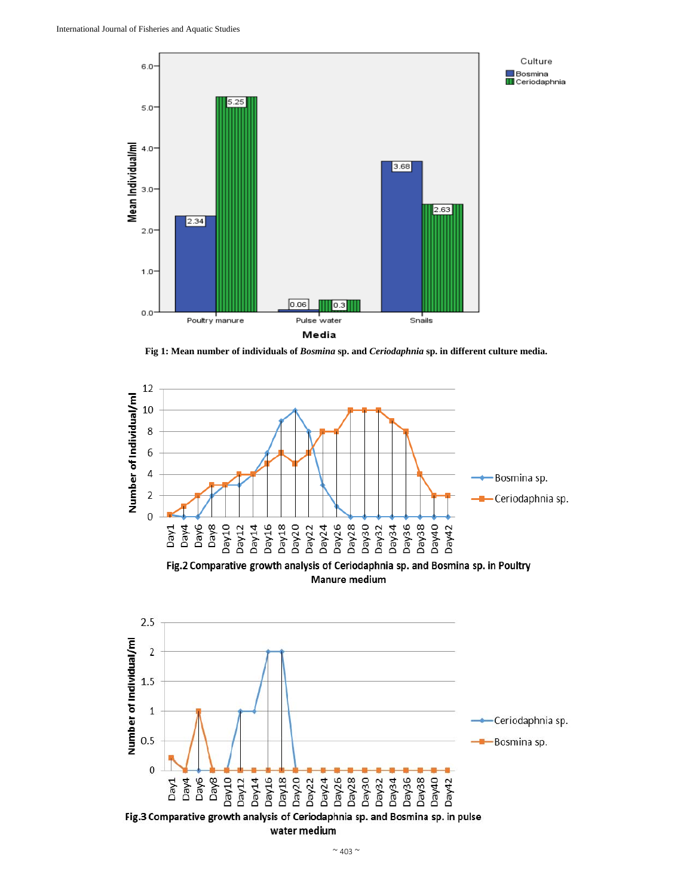Fig 1: Mean number of individuals of *Bosmina* sp. and *Ceriodaphnia* sp. in different culture media.

Fig.2 Comparative growth analysis of Ceriodaphnia sp. and Bosmina sp. in Poultry Manure medium

Fig.3 Comparative growth analysis of Ceriodaphnia sp. and Bosmina sp. in pulse water medium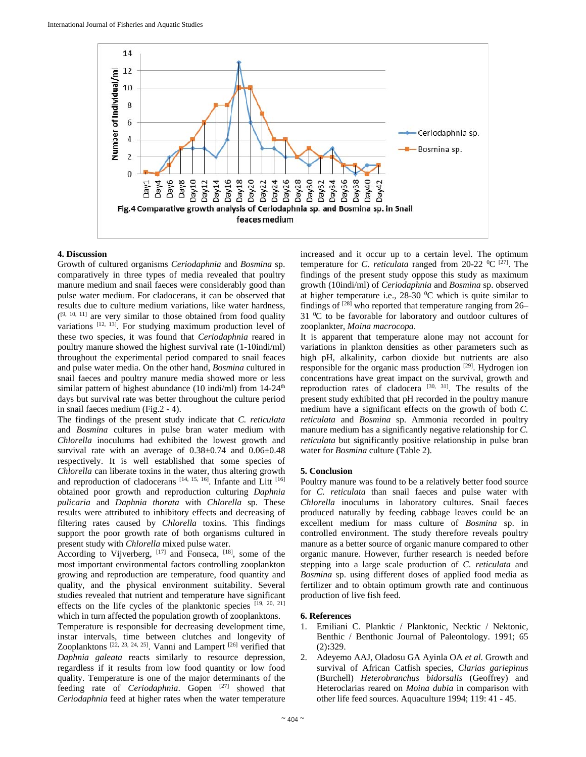Fig.4 Comparative growth analysis of Ceriodaphnia sp. and Bosmina sp. in Snail feaces medium

## 4. Discussion

Growth of cultured organisms *Ceriodaphnia* and *Bosmina* sp. comparatively in three types of media revealed that poultry manure medium and snail faeces were considerably good than pulse water medium. For cladocerans, it can be observed that results due to culture medium variations, like water hardness, ([9, 10, 11] are very similar to those obtained from food quality variations [12, 13]. For studying maximum production level of these two species, it was found that *Ceriodaphnia* reared in poultry manure showed the highest survival rate (1-10indi/ml) throughout the experimental period compared to snail feaces and pulse water media. On the other hand, *Bosmina* cultured in snail faeces and poultry manure media showed more or less similar pattern of highest abundance (10 indi/ml) from 14-24th days but survival rate was better throughout the culture period in snail faeces medium (Fig.2 - 4).

The findings of the present study indicate that *C. reticulata* and *Bosmina* cultures in pulse bran water medium with *Chlorella* inoculums had exhibited the lowest growth and survival rate with an average of 0.38±0.74 and 0.06±0.48 respectively. It is well established that some species of *Chlorella* can liberate toxins in the water, thus altering growth and reproduction of cladocerans [14, 15, 16]. Infante and Litt [16] obtained poor growth and reproduction culturing *Daphnia pulicaria* and *Daphnia thorata* with *Chlorella* sp. These results were attributed to inhibitory effects and decreasing of filtering rates caused by *Chlorella* toxins. This findings support the poor growth rate of both organisms cultured in present study with *Chlorella* mixed pulse water.

According to Vijverberg, [17] and Fonseca, [18], some of the most important environmental factors controlling zooplankton growing and reproduction are temperature, food quantity and quality, and the physical environment suitability. Several studies revealed that nutrient and temperature have significant effects on the life cycles of the planktonic species [19, 20, 21] which in turn affected the population growth of zooplanktons.

Temperature is responsible for decreasing development time, instar intervals, time between clutches and longevity of Zooplanktons [22, 23, 24, 25]. Vanni and Lampert [26] verified that *Daphnia galeata* reacts similarly to resource depression, regardless if it results from low food quantity or low food quality. Temperature is one of the major determinants of the feeding rate of *Ceriodaphnia*. Gopen [27] showed that *Ceriodaphnia* feed at higher rates when the water temperature increased and it occur up to a certain level. The optimum temperature for *C. reticulata* ranged from 20-22 $^0$C [27]. The findings of the present study oppose this study as maximum growth (10indi/ml) of *Ceriodaphnia* and *Bosmina* sp. observed at higher temperature i.e., 28-30 $^0$C which is quite similar to findings of [28] who reported that temperature ranging from 26–31 $^0$C to be favorable for laboratory and outdoor cultures of zooplankter, *Moina macrocopa*.

It is apparent that temperature alone may not account for variations in plankton densities as other parameters such as high pH, alkalinity, carbon dioxide but nutrients are also responsible for the organic mass production [29]. Hydrogen ion concentrations have great impact on the survival, growth and reproduction rates of cladocera [30, 31]. The results of the present study exhibited that pH recorded in the poultry manure medium have a significant effects on the growth of both *C. reticulata* and *Bosmina* sp. Ammonia recorded in poultry manure medium has a significantly negative relationship for *C. reticulata* but significantly positive relationship in pulse bran water for *Bosmina* culture (Table 2).

## 5. Conclusion

Poultry manure was found to be a relatively better food source for *C. reticulata* than snail faeces and pulse water with *Chlorella* inoculums in laboratory cultures. Snail faeces produced naturally by feeding cabbage leaves could be an excellent medium for mass culture of *Bosmina* sp. in controlled environment. The study therefore reveals poultry manure as a better source of organic manure compared to other organic manure. However, further research is needed before stepping into a large scale production of *C. reticulata* and *Bosmina* sp. using different doses of applied food media as fertilizer and to obtain optimum growth rate and continuous production of live fish feed.

## 6. References

1. Emiliani C. Planktic / Planktonic, Necktic / Nektonic, Benthic / Benthonic Journal of Paleontology. 1991; 65 (2)**:**329.
2. Adeyemo AAJ, Oladosu GA Ayinla OA *et al.* Growth and survival of African Catfish species, *Clarias gariepinus* (Burchell) *Heterobranchus bidorsalis* (Geoffrey) and Heteroclarias reared on *Moina dubia* in comparison with other life feed sources. Aquaculture 1994; 119: 41 - 45.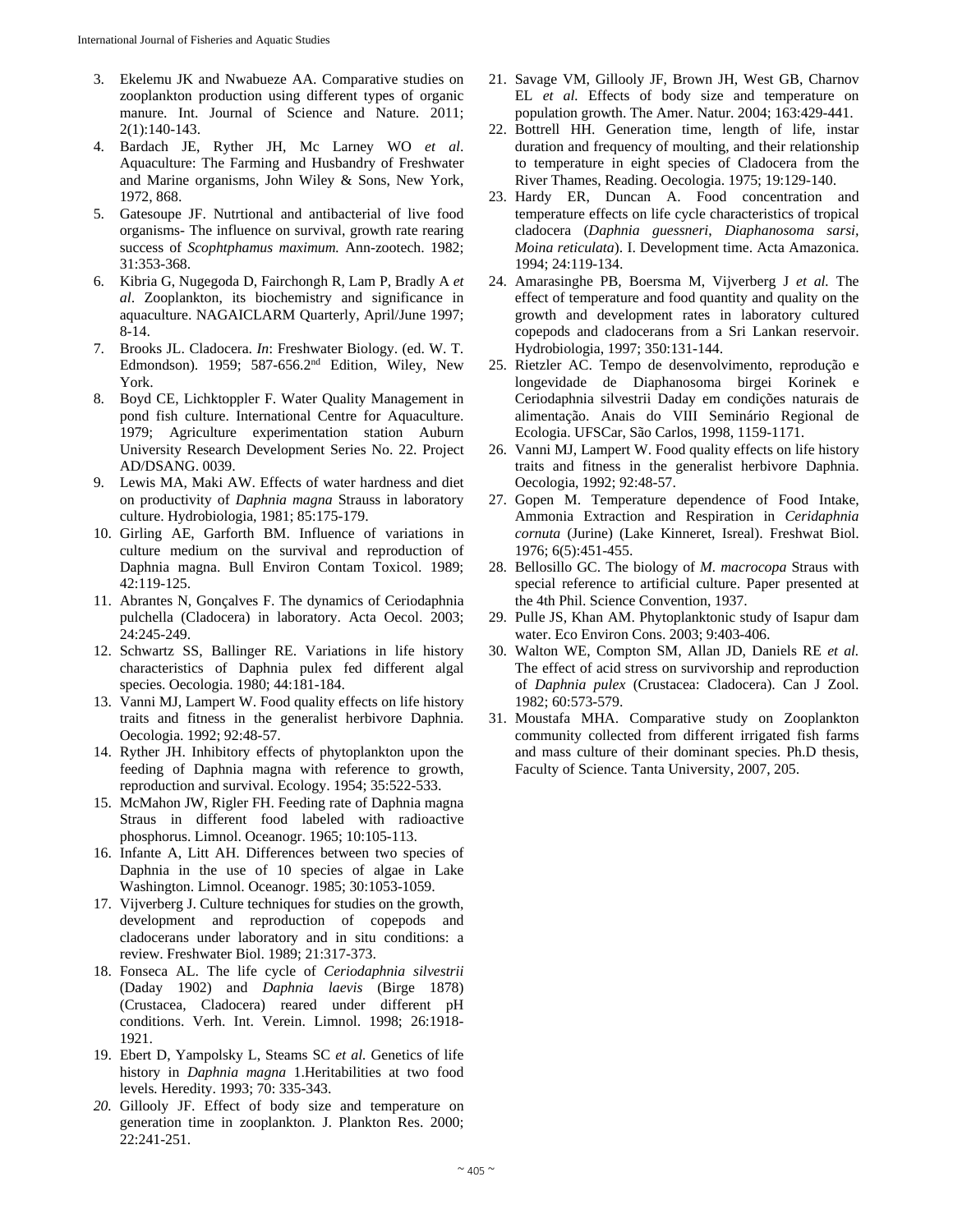3. Ekelemu JK and Nwabueze AA. Comparative studies on zooplankton production using different types of organic manure. Int. Journal of Science and Nature. 2011; 2(1):140-143.
4. Bardach JE, Ryther JH, Mc Larney WO *et al*. Aquaculture: The Farming and Husbandry of Freshwater and Marine organisms, John Wiley & Sons, New York, 1972, 868.
5. Gatesoupe JF. Nutrtional and antibacterial of live food organisms- The influence on survival, growth rate rearing success of *Scophtphamus maximum.* Ann-zootech. 1982; 31:353-368.
6. Kibria G, Nugegoda D, Fairchongh R, Lam P, Bradly A *et al*. Zooplankton, its biochemistry and significance in aquaculture. NAGAICLARM Quarterly, April/June 1997; 8-14.
7. Brooks JL. Cladocera. *In*: Freshwater Biology. (ed. W. T. Edmondson). 1959; 587-656.2nd Edition, Wiley, New York.
8. Boyd CE, Lichktoppler F. Water Quality Management in pond fish culture. International Centre for Aquaculture. 1979; Agriculture experimentation station Auburn University Research Development Series No. 22. Project AD/DSANG. 0039.
9. Lewis MA, Maki AW. Effects of water hardness and diet on productivity of *Daphnia magna* Strauss in laboratory culture. Hydrobiologia, 1981; 85:175-179.
10. Girling AE, Garforth BM. Influence of variations in culture medium on the survival and reproduction of Daphnia magna. Bull Environ Contam Toxicol. 1989; 42:119-125.
11. Abrantes N, Gonçalves F. The dynamics of Ceriodaphnia pulchella (Cladocera) in laboratory. Acta Oecol. 2003; 24:245-249.
12. Schwartz SS, Ballinger RE. Variations in life history characteristics of Daphnia pulex fed different algal species. Oecologia. 1980; 44:181-184.
13. Vanni MJ, Lampert W. Food quality effects on life history traits and fitness in the generalist herbivore Daphnia. Oecologia. 1992; 92:48-57.
14. Ryther JH. Inhibitory effects of phytoplankton upon the feeding of Daphnia magna with reference to growth, reproduction and survival. Ecology. 1954; 35:522-533.
15. McMahon JW, Rigler FH. Feeding rate of Daphnia magna Straus in different food labeled with radioactive phosphorus. Limnol. Oceanogr. 1965; 10:105-113.
16. Infante A, Litt AH. Differences between two species of Daphnia in the use of 10 species of algae in Lake Washington. Limnol. Oceanogr. 1985; 30:1053-1059.
17. Vijverberg J. Culture techniques for studies on the growth, development and reproduction of copepods and cladocerans under laboratory and in situ conditions: a review. Freshwater Biol. 1989; 21:317-373.
18. Fonseca AL. The life cycle of *Ceriodaphnia silvestrii* (Daday 1902) and *Daphnia laevis* (Birge 1878) (Crustacea, Cladocera) reared under different pH conditions. Verh. Int. Verein. Limnol. 1998; 26:1918-1921.
19. Ebert D, Yampolsky L, Steams SC *et al.* Genetics of life history in *Daphnia magna* 1.Heritabilities at two food levels. Heredity. 1993; 70: 335-343.
20. Gillooly JF. Effect of body size and temperature on generation time in zooplankton. J. Plankton Res. 2000; 22:241-251.
21. Savage VM, Gillooly JF, Brown JH, West GB, Charnov EL *et al.* Effects of body size and temperature on population growth. The Amer. Natur. 2004; 163:429-441.
22. Bottrell HH. Generation time, length of life, instar duration and frequency of moulting, and their relationship to temperature in eight species of Cladocera from the River Thames, Reading. Oecologia. 1975; 19:129-140.
23. Hardy ER, Duncan A. Food concentration and temperature effects on life cycle characteristics of tropical cladocera (*Daphnia guessneri*, *Diaphanosoma sarsi*, *Moina reticulata*). I. Development time. Acta Amazonica. 1994; 24:119-134.
24. Amarasinghe PB, Boersma M, Vijverberg J *et al.* The effect of temperature and food quantity and quality on the growth and development rates in laboratory cultured copepods and cladocerans from a Sri Lankan reservoir. Hydrobiologia, 1997; 350:131-144.
25. Rietzler AC. Tempo de desenvolvimento, reprodução e longevidade de Diaphanosoma birgei Korinek e Ceriodaphnia silvestrii Daday em condições naturais de alimentação. Anais do VIII Seminário Regional de Ecologia. UFSCar, São Carlos, 1998, 1159-1171.
26. Vanni MJ, Lampert W. Food quality effects on life history traits and fitness in the generalist herbivore Daphnia. Oecologia, 1992; 92:48-57.
27. Gopen M. Temperature dependence of Food Intake, Ammonia Extraction and Respiration in *Ceridaphnia cornuta* (Jurine) (Lake Kinneret, Isreal). Freshwat Biol. 1976; 6(5):451-455.
28. Bellosillo GC. The biology of *M. macrocopa* Straus with special reference to artificial culture. Paper presented at the 4th Phil. Science Convention, 1937.
29. Pulle JS, Khan AM. Phytoplanktonic study of Isapur dam water. Eco Environ Cons. 2003; 9:403-406.
30. Walton WE, Compton SM, Allan JD, Daniels RE *et al.* The effect of acid stress on survivorship and reproduction of *Daphnia pulex* (Crustacea: Cladocera). Can J Zool. 1982; 60:573-579.
31. Moustafa MHA. Comparative study on Zooplankton community collected from different irrigated fish farms and mass culture of their dominant species. Ph.D thesis, Faculty of Science. Tanta University, 2007, 205.